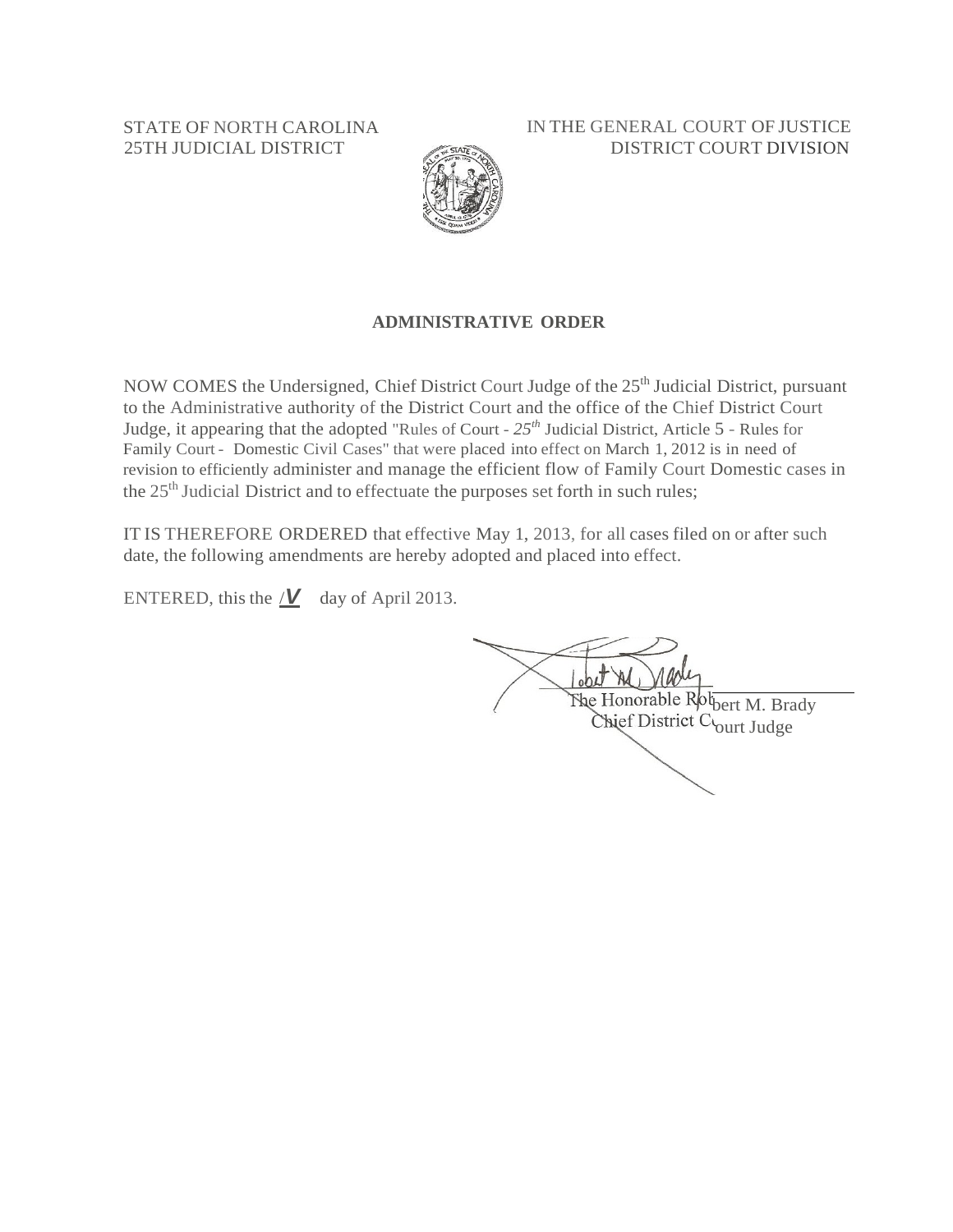STATE OF NORTH CAROLINA
25TH JUDICIAL DISTRICT

IN THE GENERAL COURT OF JUSTICE
DISTRICT COURT DIVISION

## ADMINISTRATIVE ORDER

NOW COMES the Undersigned, Chief District Court Judge of the 25th Judicial District, pursuant to the Administrative authority of the District Court and the office of the Chief District Court Judge, it appearing that the adopted "Rules of Court - *25th* Judicial District, Article 5 - Rules for Family Court - Domestic Civil Cases" that were placed into effect on March 1, 2012 is in need of revision to efficiently administer and manage the efficient flow of Family Court Domestic cases in the 25th Judicial District and to effectuate the purposes set forth in such rules;

IT IS THEREFORE ORDERED that effective May 1, 2013, for all cases filed on or after such date, the following amendments are hereby adopted and placed into effect.

ENTERED, this the **/V** day of April 2013.

The Honorable Robert M. Brady
Chief District Court Judge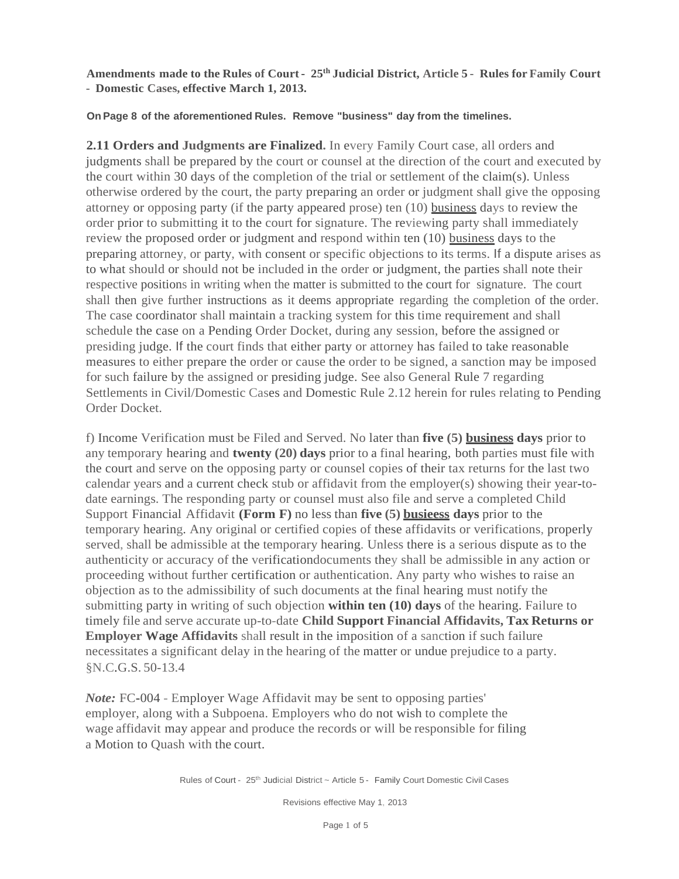**Amendments made to the Rules of Court - 25th Judicial District, Article 5 - Rules for Family Court - Domestic Cases, effective March 1, 2013.**

**On Page 8 of the aforementioned Rules. Remove "business" day from the timelines.**

**2.11 Orders and Judgments are Finalized.** In every Family Court case, all orders and judgments shall be prepared by the court or counsel at the direction of the court and executed by the court within 30 days of the completion of the trial or settlement of the claim(s). Unless otherwise ordered by the court, the party preparing an order or judgment shall give the opposing attorney or opposing party (if the party appeared prose) ten (10) <u>business</u> days to review the order prior to submitting it to the court for signature. The reviewing party shall immediately review the proposed order or judgment and respond within ten (10) <u>business</u> days to the preparing attorney, or party, with consent or specific objections to its terms. If a dispute arises as to what should or should not be included in the order or judgment, the parties shall note their respective positions in writing when the matter is submitted to the court for signature. The court shall then give further instructions as it deems appropriate regarding the completion of the order. The case coordinator shall maintain a tracking system for this time requirement and shall schedule the case on a Pending Order Docket, during any session, before the assigned or presiding judge. If the court finds that either party or attorney has failed to take reasonable measures to either prepare the order or cause the order to be signed, a sanction may be imposed for such failure by the assigned or presiding judge. See also General Rule 7 regarding Settlements in Civil/Domestic Cases and Domestic Rule 2.12 herein for rules relating to Pending Order Docket.

f) Income Verification must be Filed and Served. No later than **five (5) <u>business</u> days** prior to any temporary hearing and **twenty (20) days** prior to a final hearing, both parties must file with the court and serve on the opposing party or counsel copies of their tax returns for the last two calendar years and a current check stub or affidavit from the employer(s) showing their year-to-date earnings. The responding party or counsel must also file and serve a completed Child Support Financial Affidavit **(Form F)** no less than **five (5) <u>busieess</u> days** prior to the temporary hearing. Any original or certified copies of these affidavits or verifications, properly served, shall be admissible at the temporary hearing. Unless there is a serious dispute as to the authenticity or accuracy of the verificationdocuments they shall be admissible in any action or proceeding without further certification or authentication. Any party who wishes to raise an objection as to the admissibility of such documents at the final hearing must notify the submitting party in writing of such objection **within ten (10) days** of the hearing. Failure to timely file and serve accurate up-to-date **Child Support Financial Affidavits, Tax Returns or Employer Wage Affidavits** shall result in the imposition of a sanction if such failure necessitates a significant delay in the hearing of the matter or undue prejudice to a party. §N.C.G.S. 50-13.4

***Note:*** FC-004 - Employer Wage Affidavit may be sent to opposing parties' employer, along with a Subpoena. Employers who do not wish to complete the wage affidavit may appear and produce the records or will be responsible for filing a Motion to Quash with the court.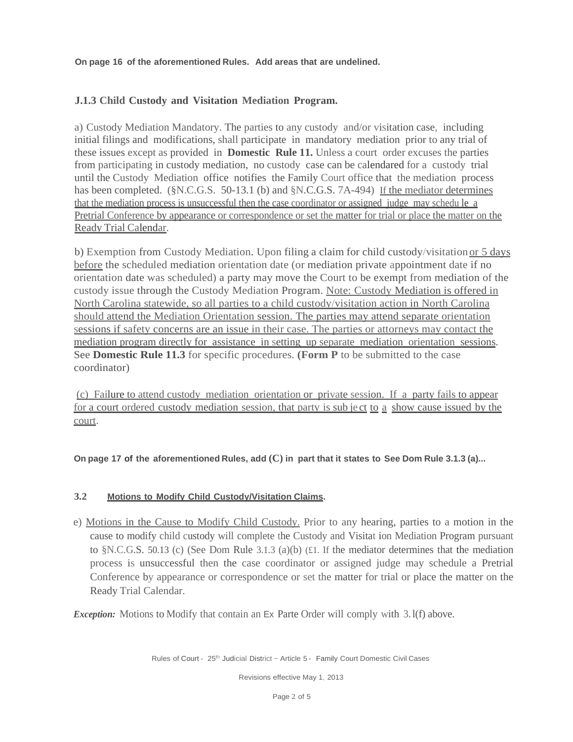**On page 16 of the aforementioned Rules. Add areas that are undelined.**

### J.1.3 Child Custody and Visitation Mediation Program.

a) Custody Mediation Mandatory. The parties to any custody and/or visitation case, including initial filings and modifications, shall participate in mandatory mediation prior to any trial of these issues except as provided in **Domestic Rule 11.** Unless a court order excuses the parties from participating in custody mediation, no custody case can be calendared for a custody trial until the Custody Mediation office notifies the Family Court office that the mediation process has been completed. (§N.C.G.S. 50-13.1 (b) and §N.C.G.S. 7A-494) <u>If the mediator determines that the mediation process is unsuccessful then the case coordinator or assigned judge may schedu le a Pretrial Conference by appearance or correspondence or set the matter for trial or place the matter on the Ready Trial Calendar</u>.

b) Exemption from Custody Mediation. Upon filing a claim for child custody/visitation <u>or 5 days before</u> the scheduled mediation orientation date (or mediation private appointment date if no orientation date was scheduled) a party may move the Court to be exempt from mediation of the custody issue through the Custody Mediation Program. <u>Note: Custody Mediation is offered in North Carolina statewide, so all parties to a child custody/visitation action in North Carolina should attend the Mediation Orientation session. The parties may attend separate orientation sessions if safety concerns are an issue in their case. The parties or attorneys may contact the mediation program directly for assistance in setting up separate mediation orientation sessions</u>. See **Domestic Rule 11.3** for specific procedures. **(Form P** to be submitted to the case coordinator)

<u>(c) Failure to attend custody mediation orientation or private session. If a party fails to appear for a court ordered custody mediation session, that party is sub je ct to a show cause issued by the court</u>.

**On page 17 of the aforementioned Rules, add (C) in part that it states to See Dom Rule 3.1.3 (a)...**

**3.2 <u>Motions to Modify Child Custody/Visitation Claims</u>.**

e) <u>Motions in the Cause to Modify Child Custody.</u> Prior to any hearing, parties to a motion in the cause to modify child custody will complete the Custody and Visitat ion Mediation Program pursuant to §N.C.G.S. 50.13 (c) (See Dom Rule 3.1.3 (a)(b) (£1. If the mediator determines that the mediation process is unsuccessful then the case coordinator or assigned judge may schedule a Pretrial Conference by appearance or correspondence or set the matter for trial or place the matter on the Ready Trial Calendar.

***Exception:*** Motions to Modify that contain an Ex Parte Order will comply with 3.l(f) above.

Rules of Court - 25th Judicial District ~ Article 5 - Family Court Domestic Civil Cases

Revisions effective May 1, 2013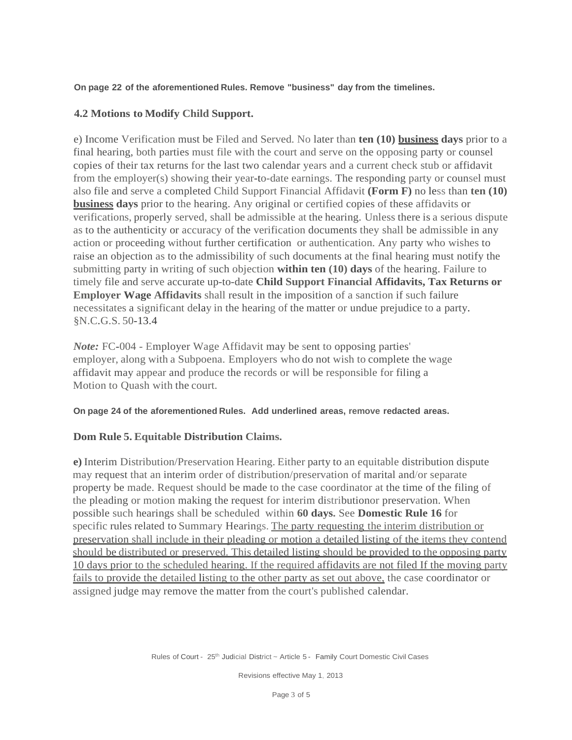**On page 22 of the aforementioned Rules. Remove "business" day from the timelines.**

### 4.2 Motions to Modify Child Support.

e) Income Verification must be Filed and Served. No later than **ten (10)** <u>**business**</u> **days** prior to a final hearing, both parties must file with the court and serve on the opposing party or counsel copies of their tax returns for the last two calendar years and a current check stub or affidavit from the employer(s) showing their year-to-date earnings. The responding party or counsel must also file and serve a completed Child Support Financial Affidavit **(Form F)** no less than **ten (10)** <u>**business**</u> **days** prior to the hearing. Any original or certified copies of these affidavits or verifications, properly served, shall be admissible at the hearing. Unless there is a serious dispute as to the authenticity or accuracy of the verification documents they shall be admissible in any action or proceeding without further certification or authentication. Any party who wishes to raise an objection as to the admissibility of such documents at the final hearing must notify the submitting party in writing of such objection **within ten (10) days** of the hearing. Failure to timely file and serve accurate up-to-date **Child Support Financial Affidavits, Tax Returns or Employer Wage Affidavits** shall result in the imposition of a sanction if such failure necessitates a significant delay in the hearing of the matter or undue prejudice to a party. §N.C.G.S. 50-13.4

*Note:* FC-004 - Employer Wage Affidavit may be sent to opposing parties' employer, along with a Subpoena. Employers who do not wish to complete the wage affidavit may appear and produce the records or will be responsible for filing a Motion to Quash with the court.

**On page 24 of the aforementioned Rules. Add underlined areas, remove redacted areas.**

### Dom Rule 5. Equitable Distribution Claims.

**e)** Interim Distribution/Preservation Hearing. Either party to an equitable distribution dispute may request that an interim order of distribution/preservation of marital and/or separate property be made. Request should be made to the case coordinator at the time of the filing of the pleading or motion making the request for interim distributionor preservation. When possible such hearings shall be scheduled within **60 days.** See **Domestic Rule 16** for specific rules related to Summary Hearings. <u>The party requesting the interim distribution or preservation shall include in their pleading or motion a detailed listing of the items they contend should be distributed or preserved. This detailed listing should be provided to the opposing party 10 days prior to the scheduled hearing.</u> If the required affidavits are not filed <u>If the moving party fails to provide the detailed listing to the other party as set out above,</u> the case coordinator or assigned judge may remove the matter from the court's published calendar.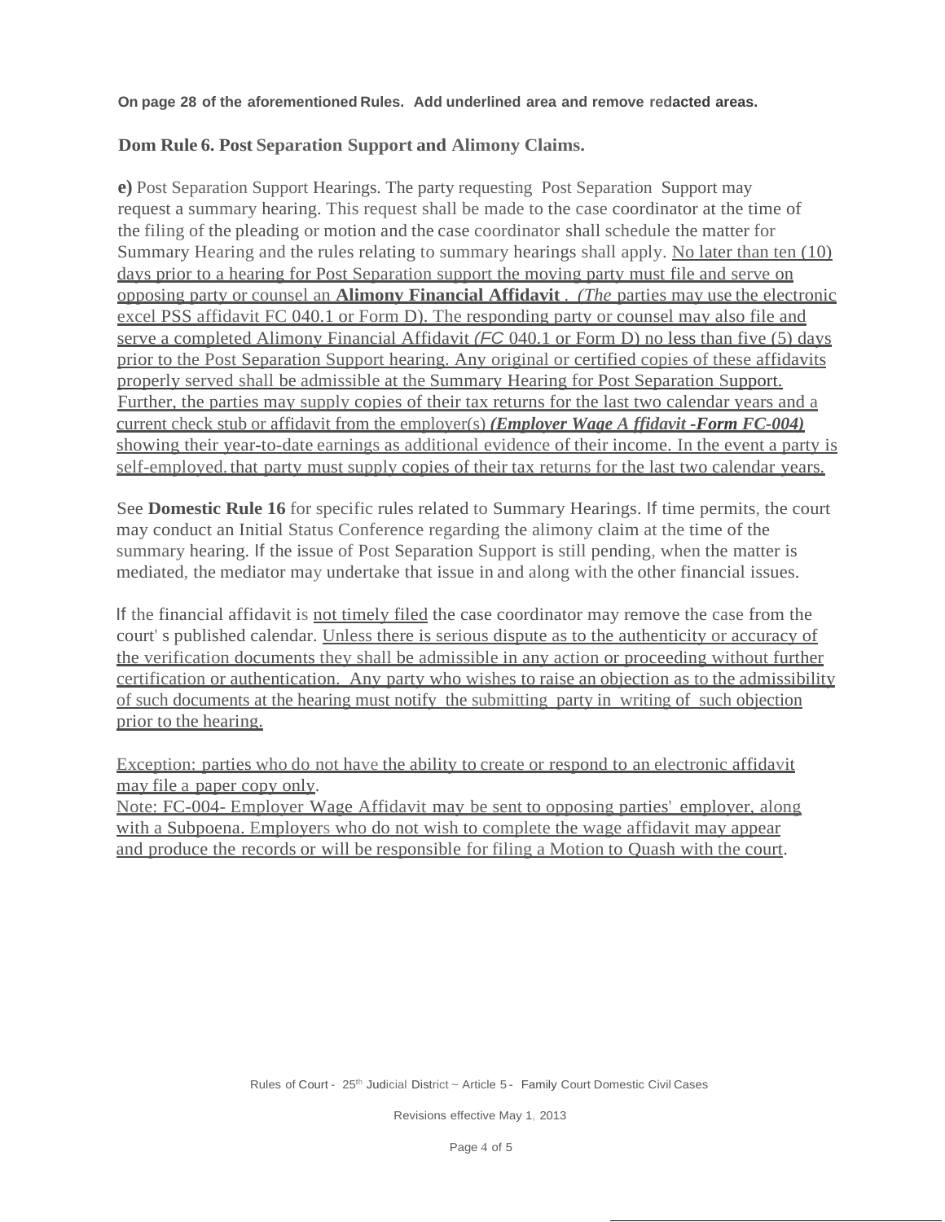**On page 28 of the aforementioned Rules. Add underlined area and remove redacted areas.**

**Dom Rule 6. Post Separation Support and Alimony Claims.**

**e)** Post Separation Support Hearings. The party requesting Post Separation Support may request a summary hearing. This request shall be made to the case coordinator at the time of the filing of the pleading or motion and the case coordinator shall schedule the matter for Summary Hearing and the rules relating to summary hearings shall apply. <u>No later than ten (10) days prior to a hearing for Post Separation support the moving party must file and serve on opposing party or counsel an **Alimony Financial Affidavit** . *(The* parties may use the electronic excel PSS affidavit FC 040.1 or Form D). The responding party or counsel may also file and serve a completed Alimony Financial Affidavit *(FC* 040.1 or Form D) no less than five (5) days prior to the Post Separation Support hearing. Any original or certified copies of these affidavits properly served shall be admissible at the Summary Hearing for Post Separation Support. Further, the parties may supply copies of their tax returns for the last two calendar years and a current check stub or affidavit from the employer(s) ***(Employer Wage A ffidavit -Form FC-004)*** showing their year-to-date earnings as additional evidence of their income. In the event a party is self-employed. that party must supply copies of their tax returns for the last two calendar years.</u>

See **Domestic Rule 16** for specific rules related to Summary Hearings. If time permits, the court may conduct an Initial Status Conference regarding the alimony claim at the time of the summary hearing. If the issue of Post Separation Support is still pending, when the matter is mediated, the mediator may undertake that issue in and along with the other financial issues.

If the financial affidavit is <u>not timely filed</u> the case coordinator may remove the case from the court' s published calendar. <u>Unless there is serious dispute as to the authenticity or accuracy of the verification documents they shall be admissible in any action or proceeding without further certification or authentication. Any party who wishes to raise an objection as to the admissibility of such documents at the hearing must notify the submitting party in writing of such objection prior to the hearing.</u>

<u>Exception: parties who do not have the ability to create or respond to an electronic affidavit may file a paper copy only</u>.

<u>Note: FC-004- Employer Wage Affidavit may be sent to opposing parties' employer, along with a Subpoena. Employers who do not wish to complete the wage affidavit may appear and produce the records or will be responsible for filing a Motion to Quash with the court</u>.

Rules of Court - 25th Judicial District ~ Article 5 - Family Court Domestic Civil Cases

Revisions effective May 1, 2013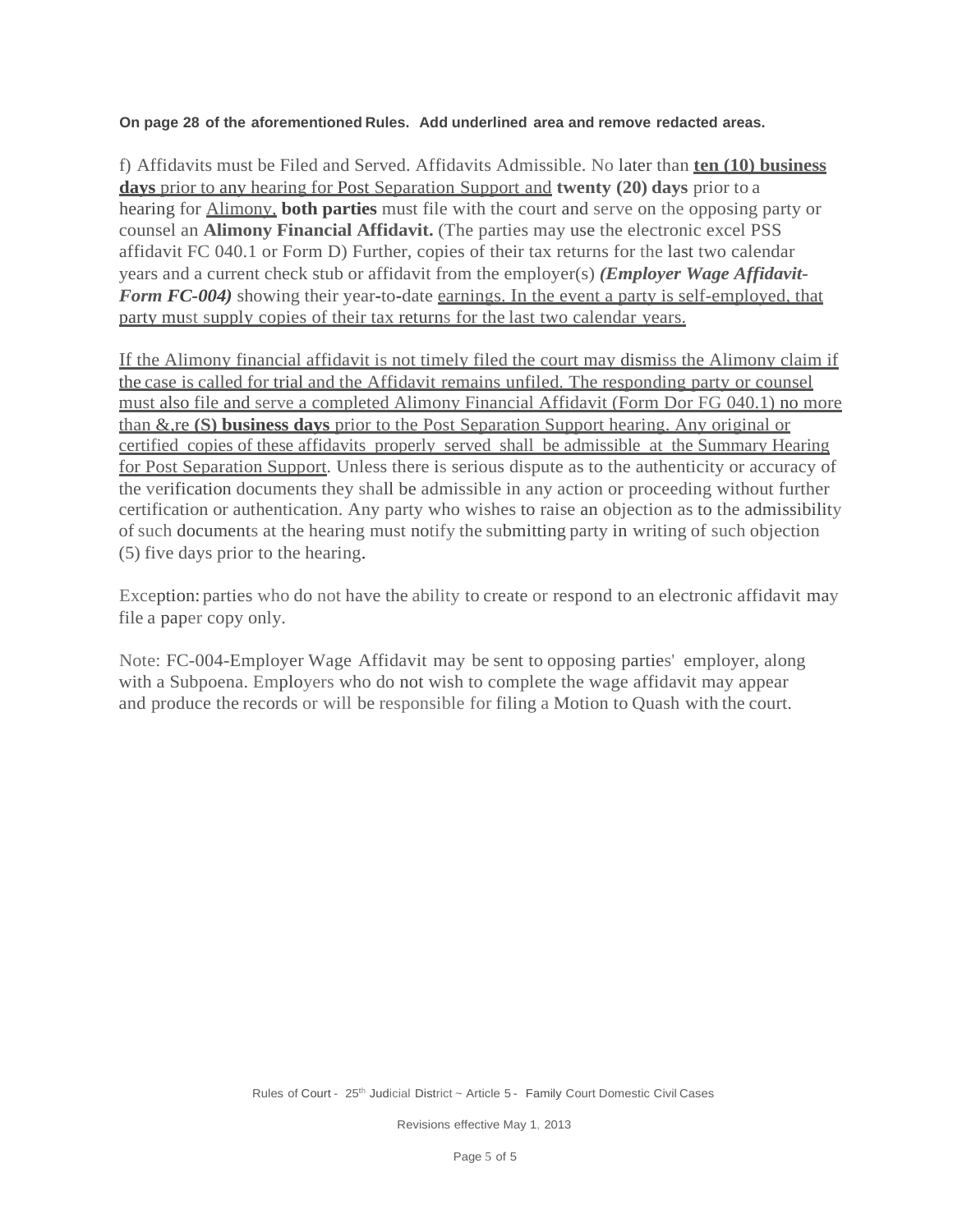**On page 28 of the aforementioned Rules. Add underlined area and remove redacted areas.**

f) Affidavits must be Filed and Served. Affidavits Admissible. No later than <u>**ten (10) business days** prior to any hearing for Post Separation Support and</u> **twenty (20) days** prior to a hearing for <u>Alimony,</u> **both parties** must file with the court and serve on the opposing party or counsel an **Alimony Financial Affidavit.** (The parties may use the electronic excel PSS affidavit FC 040.1 or Form D) Further, copies of their tax returns for the last two calendar years and a current check stub or affidavit from the employer(s) ***(Employer Wage Affidavit-Form FC-004)*** showing their year-to-date <u>earnings. In the event a party is self-employed, that party must supply copies of their tax returns for the last two calendar years.</u>

<u>If the Alimony financial affidavit is not timely filed the court may dismiss the Alimony claim if the case is called for trial and the Affidavit remains unfiled. The responding party or counsel must also file and serve a completed Alimony Financial Affidavit (Form Dor FG 040.1) no more than &,re **(S) business days** prior to the Post Separation Support hearing. Any original or certified copies of these affidavits properly served shall be admissible at the Summary Hearing for Post Separation Support</u>. Unless there is serious dispute as to the authenticity or accuracy of the verification documents they shall be admissible in any action or proceeding without further certification or authentication. Any party who wishes to raise an objection as to the admissibility of such documents at the hearing must notify the submitting party in writing of such objection (5) five days prior to the hearing.

Exception: parties who do not have the ability to create or respond to an electronic affidavit may file a paper copy only.

Note: FC-004-Employer Wage Affidavit may be sent to opposing parties' employer, along with a Subpoena. Employers who do not wish to complete the wage affidavit may appear and produce the records or will be responsible for filing a Motion to Quash with the court.